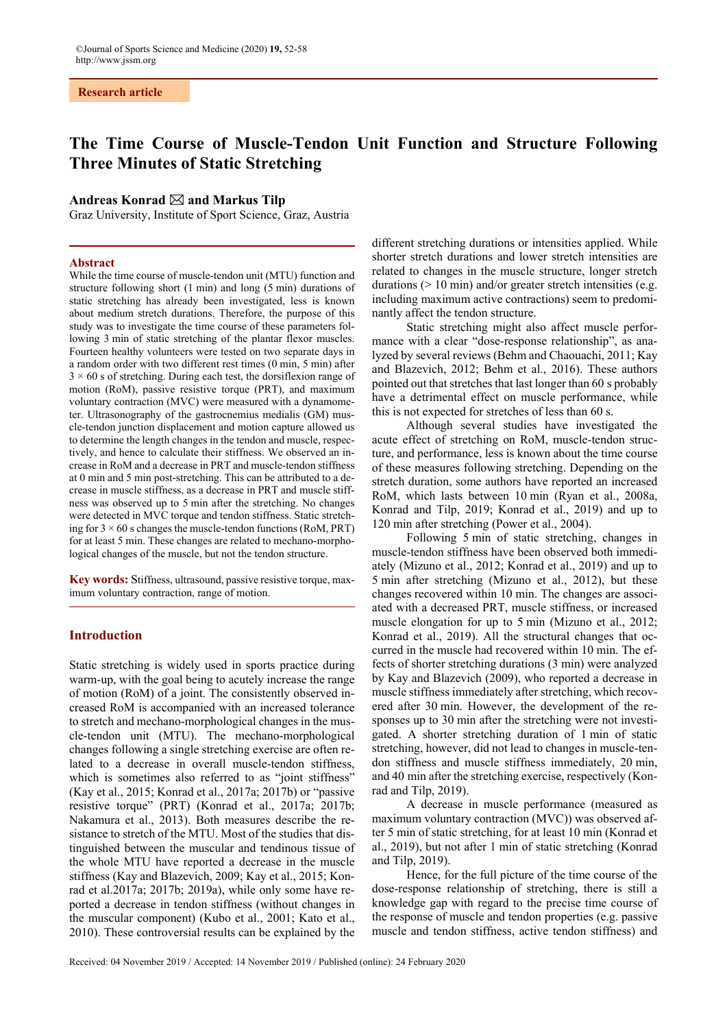Research article

# The Time Course of Muscle-Tendon Unit Function and Structure Following Three Minutes of Static Stretching

**Andreas Konrad ✉ and Markus Tilp**

Graz University, Institute of Sport Science, Graz, Austria

## Abstract

While the time course of muscle-tendon unit (MTU) function and structure following short (1 min) and long (5 min) durations of static stretching has already been investigated, less is known about medium stretch durations. Therefore, the purpose of this study was to investigate the time course of these parameters following 3 min of static stretching of the plantar flexor muscles. Fourteen healthy volunteers were tested on two separate days in a random order with two different rest times (0 min, 5 min) after 3 × 60 s of stretching. During each test, the dorsiflexion range of motion (RoM), passive resistive torque (PRT), and maximum voluntary contraction (MVC) were measured with a dynamometer. Ultrasonography of the gastrocnemius medialis (GM) muscle-tendon junction displacement and motion capture allowed us to determine the length changes in the tendon and muscle, respectively, and hence to calculate their stiffness. We observed an increase in RoM and a decrease in PRT and muscle-tendon stiffness at 0 min and 5 min post-stretching. This can be attributed to a decrease in muscle stiffness, as a decrease in PRT and muscle stiffness was observed up to 5 min after the stretching. No changes were detected in MVC torque and tendon stiffness. Static stretching for 3 × 60 s changes the muscle-tendon functions (RoM, PRT) for at least 5 min. These changes are related to mechano-morphological changes of the muscle, but not the tendon structure.

**Key words:** Stiffness, ultrasound, passive resistive torque, maximum voluntary contraction, range of motion.

## Introduction

Static stretching is widely used in sports practice during warm-up, with the goal being to acutely increase the range of motion (RoM) of a joint. The consistently observed increased RoM is accompanied with an increased tolerance to stretch and mechano-morphological changes in the muscle-tendon unit (MTU). The mechano-morphological changes following a single stretching exercise are often related to a decrease in overall muscle-tendon stiffness, which is sometimes also referred to as "joint stiffness" (Kay et al., 2015; Konrad et al., 2017a; 2017b) or "passive resistive torque" (PRT) (Konrad et al., 2017a; 2017b; Nakamura et al., 2013). Both measures describe the resistance to stretch of the MTU. Most of the studies that distinguished between the muscular and tendinous tissue of the whole MTU have reported a decrease in the muscle stiffness (Kay and Blazevich, 2009; Kay et al., 2015; Konrad et al.2017a; 2017b; 2019a), while only some have reported a decrease in tendon stiffness (without changes in the muscular component) (Kubo et al., 2001; Kato et al., 2010). These controversial results can be explained by the different stretching durations or intensities applied. While shorter stretch durations and lower stretch intensities are related to changes in the muscle structure, longer stretch durations (> 10 min) and/or greater stretch intensities (e.g. including maximum active contractions) seem to predominantly affect the tendon structure.

Static stretching might also affect muscle performance with a clear "dose-response relationship", as analyzed by several reviews (Behm and Chaouachi, 2011; Kay and Blazevich, 2012; Behm et al., 2016). These authors pointed out that stretches that last longer than 60 s probably have a detrimental effect on muscle performance, while this is not expected for stretches of less than 60 s.

Although several studies have investigated the acute effect of stretching on RoM, muscle-tendon structure, and performance, less is known about the time course of these measures following stretching. Depending on the stretch duration, some authors have reported an increased RoM, which lasts between 10 min (Ryan et al., 2008a, Konrad and Tilp, 2019; Konrad et al., 2019) and up to 120 min after stretching (Power et al., 2004).

Following 5 min of static stretching, changes in muscle-tendon stiffness have been observed both immediately (Mizuno et al., 2012; Konrad et al., 2019) and up to 5 min after stretching (Mizuno et al., 2012), but these changes recovered within 10 min. The changes are associated with a decreased PRT, muscle stiffness, or increased muscle elongation for up to 5 min (Mizuno et al., 2012; Konrad et al., 2019). All the structural changes that occurred in the muscle had recovered within 10 min. The effects of shorter stretching durations (3 min) were analyzed by Kay and Blazevich (2009), who reported a decrease in muscle stiffness immediately after stretching, which recovered after 30 min. However, the development of the responses up to 30 min after the stretching were not investigated. A shorter stretching duration of 1 min of static stretching, however, did not lead to changes in muscle-tendon stiffness and muscle stiffness immediately, 20 min, and 40 min after the stretching exercise, respectively (Konrad and Tilp, 2019).

A decrease in muscle performance (measured as maximum voluntary contraction (MVC)) was observed after 5 min of static stretching, for at least 10 min (Konrad et al., 2019), but not after 1 min of static stretching (Konrad and Tilp, 2019).

Hence, for the full picture of the time course of the dose-response relationship of stretching, there is still a knowledge gap with regard to the precise time course of the response of muscle and tendon properties (e.g. passive muscle and tendon stiffness, active tendon stiffness) and

Received: 04 November 2019 / Accepted: 14 November 2019 / Published (online): 24 February 2020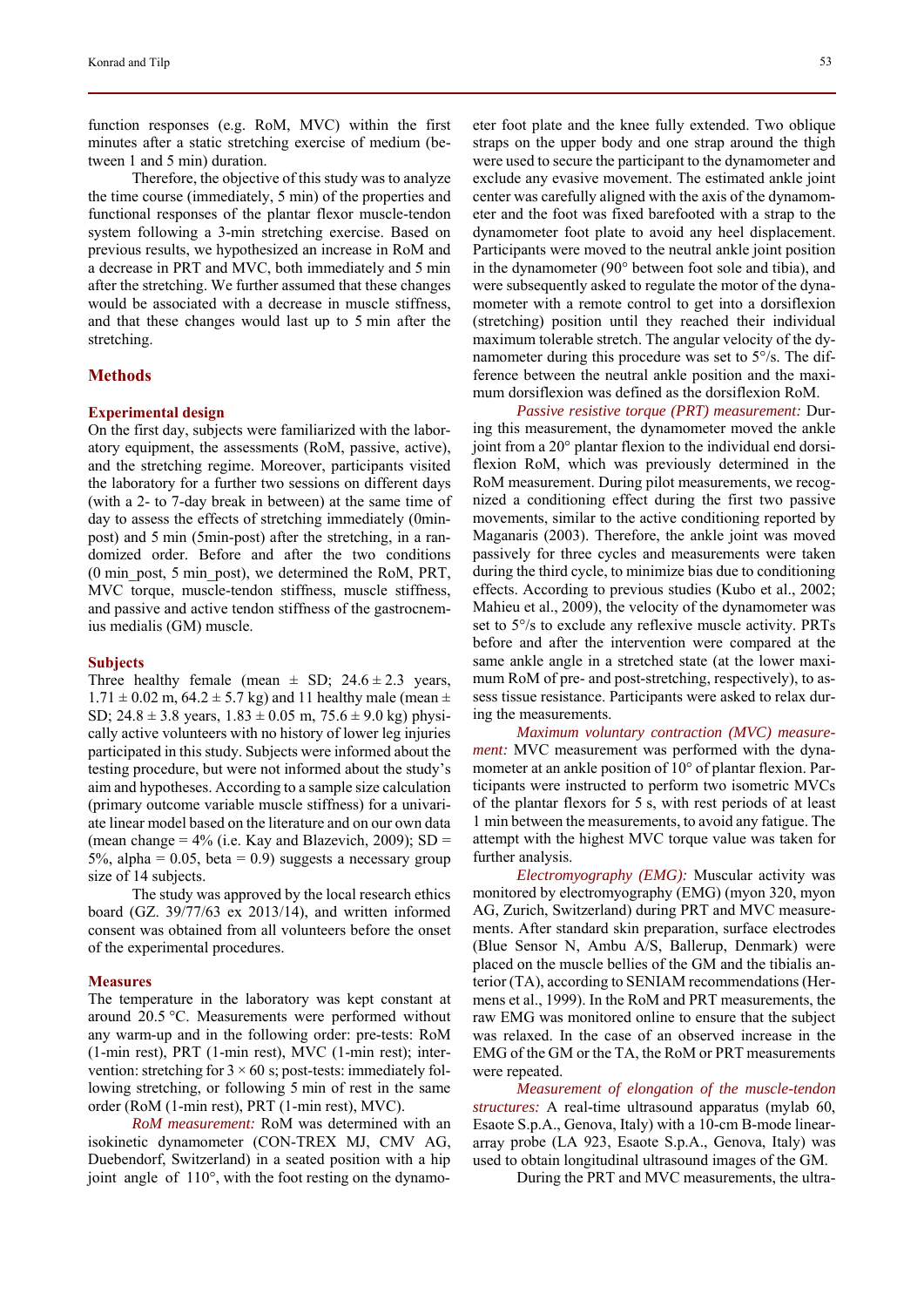function responses (e.g. RoM, MVC) within the first minutes after a static stretching exercise of medium (between 1 and 5 min) duration.

Therefore, the objective of this study was to analyze the time course (immediately, 5 min) of the properties and functional responses of the plantar flexor muscle-tendon system following a 3-min stretching exercise. Based on previous results, we hypothesized an increase in RoM and a decrease in PRT and MVC, both immediately and 5 min after the stretching. We further assumed that these changes would be associated with a decrease in muscle stiffness, and that these changes would last up to 5 min after the stretching.

## Methods

### Experimental design

On the first day, subjects were familiarized with the laboratory equipment, the assessments (RoM, passive, active), and the stretching regime. Moreover, participants visited the laboratory for a further two sessions on different days (with a 2- to 7-day break in between) at the same time of day to assess the effects of stretching immediately (0min-post) and 5 min (5min-post) after the stretching, in a randomized order. Before and after the two conditions (0 min_post, 5 min_post), we determined the RoM, PRT, MVC torque, muscle-tendon stiffness, muscle stiffness, and passive and active tendon stiffness of the gastrocnemius medialis (GM) muscle.

### Subjects

Three healthy female (mean ± SD; 24.6 ± 2.3 years, 1.71 ± 0.02 m, 64.2 ± 5.7 kg) and 11 healthy male (mean ± SD; 24.8 ± 3.8 years, 1.83 ± 0.05 m, 75.6 ± 9.0 kg) physically active volunteers with no history of lower leg injuries participated in this study. Subjects were informed about the testing procedure, but were not informed about the study's aim and hypotheses. According to a sample size calculation (primary outcome variable muscle stiffness) for a univariate linear model based on the literature and on our own data (mean change = 4% (i.e. Kay and Blazevich, 2009); SD = 5%, alpha = 0.05, beta = 0.9) suggests a necessary group size of 14 subjects.

The study was approved by the local research ethics board (GZ. 39/77/63 ex 2013/14), and written informed consent was obtained from all volunteers before the onset of the experimental procedures.

### Measures

The temperature in the laboratory was kept constant at around 20.5 °C. Measurements were performed without any warm-up and in the following order: pre-tests: RoM (1-min rest), PRT (1-min rest), MVC (1-min rest); intervention: stretching for 3 × 60 s; post-tests: immediately following stretching, or following 5 min of rest in the same order (RoM (1-min rest), PRT (1-min rest), MVC).

*RoM measurement:* RoM was determined with an isokinetic dynamometer (CON-TREX MJ, CMV AG, Duebendorf, Switzerland) in a seated position with a hip joint angle of 110°, with the foot resting on the dynamometer foot plate and the knee fully extended. Two oblique straps on the upper body and one strap around the thigh were used to secure the participant to the dynamometer and exclude any evasive movement. The estimated ankle joint center was carefully aligned with the axis of the dynamometer and the foot was fixed barefooted with a strap to the dynamometer foot plate to avoid any heel displacement. Participants were moved to the neutral ankle joint position in the dynamometer (90° between foot sole and tibia), and were subsequently asked to regulate the motor of the dynamometer with a remote control to get into a dorsiflexion (stretching) position until they reached their individual maximum tolerable stretch. The angular velocity of the dynamometer during this procedure was set to 5°/s. The difference between the neutral ankle position and the maximum dorsiflexion was defined as the dorsiflexion RoM.

*Passive resistive torque (PRT) measurement:* During this measurement, the dynamometer moved the ankle joint from a 20° plantar flexion to the individual end dorsiflexion RoM, which was previously determined in the RoM measurement. During pilot measurements, we recognized a conditioning effect during the first two passive movements, similar to the active conditioning reported by Maganaris (2003). Therefore, the ankle joint was moved passively for three cycles and measurements were taken during the third cycle, to minimize bias due to conditioning effects. According to previous studies (Kubo et al., 2002; Mahieu et al., 2009), the velocity of the dynamometer was set to 5°/s to exclude any reflexive muscle activity. PRTs before and after the intervention were compared at the same ankle angle in a stretched state (at the lower maximum RoM of pre- and post-stretching, respectively), to assess tissue resistance. Participants were asked to relax during the measurements.

*Maximum voluntary contraction (MVC) measurement:* MVC measurement was performed with the dynamometer at an ankle position of 10° of plantar flexion. Participants were instructed to perform two isometric MVCs of the plantar flexors for 5 s, with rest periods of at least 1 min between the measurements, to avoid any fatigue. The attempt with the highest MVC torque value was taken for further analysis.

*Electromyography (EMG):* Muscular activity was monitored by electromyography (EMG) (myon 320, myon AG, Zurich, Switzerland) during PRT and MVC measurements. After standard skin preparation, surface electrodes (Blue Sensor N, Ambu A/S, Ballerup, Denmark) were placed on the muscle bellies of the GM and the tibialis anterior (TA), according to SENIAM recommendations (Hermens et al., 1999). In the RoM and PRT measurements, the raw EMG was monitored online to ensure that the subject was relaxed. In the case of an observed increase in the EMG of the GM or the TA, the RoM or PRT measurements were repeated.

*Measurement of elongation of the muscle-tendon structures:* A real-time ultrasound apparatus (mylab 60, Esaote S.p.A., Genova, Italy) with a 10-cm B-mode linear-array probe (LA 923, Esaote S.p.A., Genova, Italy) was used to obtain longitudinal ultrasound images of the GM.

During the PRT and MVC measurements, the ultra-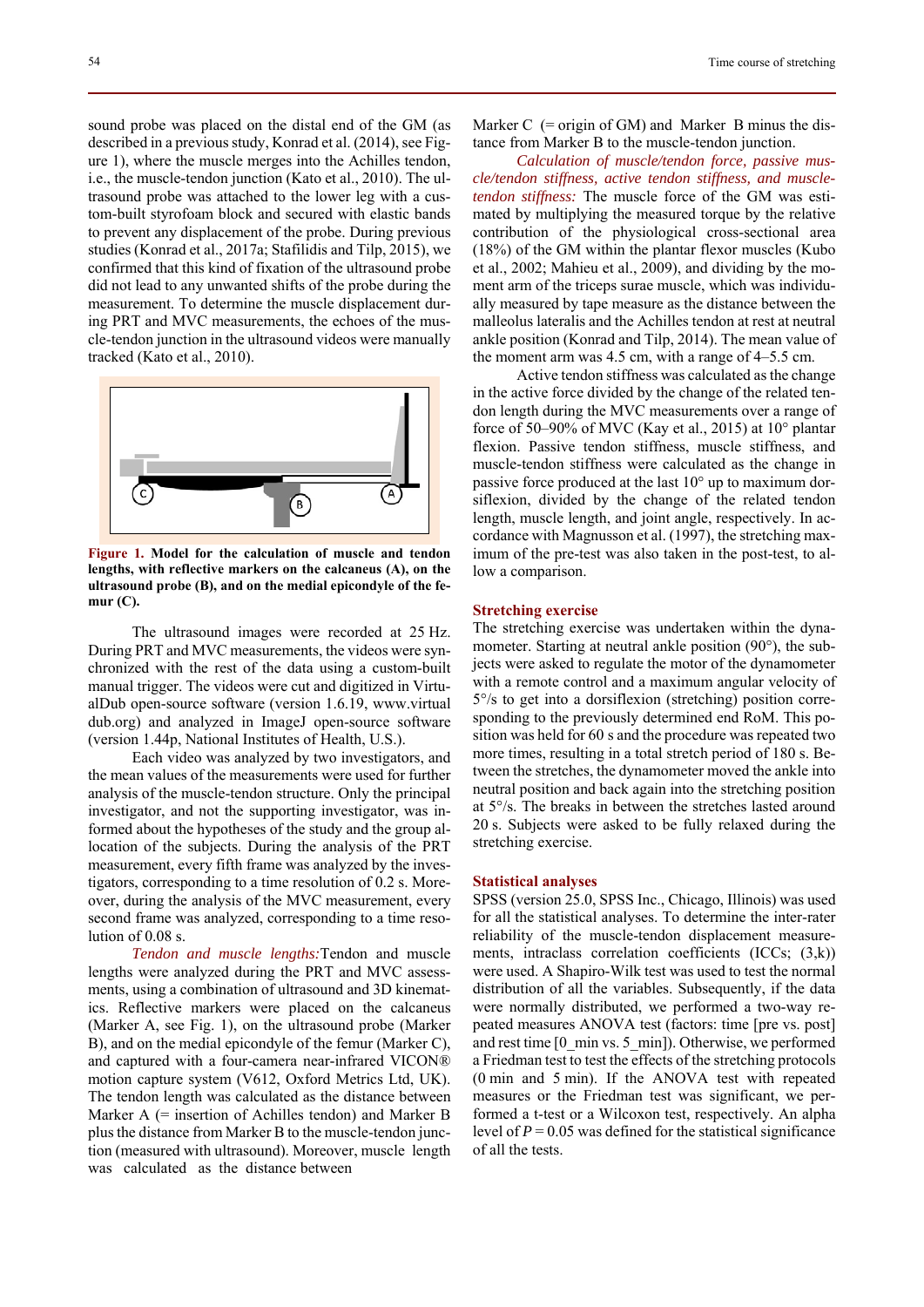sound probe was placed on the distal end of the GM (as described in a previous study, Konrad et al. (2014), see Figure 1), where the muscle merges into the Achilles tendon, i.e., the muscle-tendon junction (Kato et al., 2010). The ultrasound probe was attached to the lower leg with a custom-built styrofoam block and secured with elastic bands to prevent any displacement of the probe. During previous studies (Konrad et al., 2017a; Stafilidis and Tilp, 2015), we confirmed that this kind of fixation of the ultrasound probe did not lead to any unwanted shifts of the probe during the measurement. To determine the muscle displacement during PRT and MVC measurements, the echoes of the muscle-tendon junction in the ultrasound videos were manually tracked (Kato et al., 2010).

**Figure 1. Model for the calculation of muscle and tendon lengths, with reflective markers on the calcaneus (A), on the ultrasound probe (B), and on the medial epicondyle of the femur (C).**

The ultrasound images were recorded at 25 Hz. During PRT and MVC measurements, the videos were synchronized with the rest of the data using a custom-built manual trigger. The videos were cut and digitized in VirtualDub open-source software (version 1.6.19, www.virtualdub.org) and analyzed in ImageJ open-source software (version 1.44p, National Institutes of Health, U.S.).

Each video was analyzed by two investigators, and the mean values of the measurements were used for further analysis of the muscle-tendon structure. Only the principal investigator, and not the supporting investigator, was informed about the hypotheses of the study and the group allocation of the subjects. During the analysis of the PRT measurement, every fifth frame was analyzed by the investigators, corresponding to a time resolution of 0.2 s. Moreover, during the analysis of the MVC measurement, every second frame was analyzed, corresponding to a time resolution of 0.08 s.

*Tendon and muscle lengths:* Tendon and muscle lengths were analyzed during the PRT and MVC assessments, using a combination of ultrasound and 3D kinematics. Reflective markers were placed on the calcaneus (Marker A, see Fig. 1), on the ultrasound probe (Marker B), and on the medial epicondyle of the femur (Marker C), and captured with a four-camera near-infrared VICON® motion capture system (V612, Oxford Metrics Ltd, UK). The tendon length was calculated as the distance between Marker A (= insertion of Achilles tendon) and Marker B plus the distance from Marker B to the muscle-tendon junction (measured with ultrasound). Moreover, muscle length was calculated as the distance between Marker C (= origin of GM) and Marker B minus the distance from Marker B to the muscle-tendon junction.

*Calculation of muscle/tendon force, passive muscle/tendon stiffness, active tendon stiffness, and muscle-tendon stiffness:* The muscle force of the GM was estimated by multiplying the measured torque by the relative contribution of the physiological cross-sectional area (18%) of the GM within the plantar flexor muscles (Kubo et al., 2002; Mahieu et al., 2009), and dividing by the moment arm of the triceps surae muscle, which was individually measured by tape measure as the distance between the malleolus lateralis and the Achilles tendon at rest at neutral ankle position (Konrad and Tilp, 2014). The mean value of the moment arm was 4.5 cm, with a range of 4–5.5 cm.

Active tendon stiffness was calculated as the change in the active force divided by the change of the related tendon length during the MVC measurements over a range of force of 50–90% of MVC (Kay et al., 2015) at 10° plantar flexion. Passive tendon stiffness, muscle stiffness, and muscle-tendon stiffness were calculated as the change in passive force produced at the last 10° up to maximum dorsiflexion, divided by the change of the related tendon length, muscle length, and joint angle, respectively. In accordance with Magnusson et al. (1997), the stretching maximum of the pre-test was also taken in the post-test, to allow a comparison.

## Stretching exercise

The stretching exercise was undertaken within the dynamometer. Starting at neutral ankle position (90°), the subjects were asked to regulate the motor of the dynamometer with a remote control and a maximum angular velocity of 5°/s to get into a dorsiflexion (stretching) position corresponding to the previously determined end RoM. This position was held for 60 s and the procedure was repeated two more times, resulting in a total stretch period of 180 s. Between the stretches, the dynamometer moved the ankle into neutral position and back again into the stretching position at 5°/s. The breaks in between the stretches lasted around 20 s. Subjects were asked to be fully relaxed during the stretching exercise.

## Statistical analyses

SPSS (version 25.0, SPSS Inc., Chicago, Illinois) was used for all the statistical analyses. To determine the inter-rater reliability of the muscle-tendon displacement measurements, intraclass correlation coefficients (ICCs; (3,k)) were used. A Shapiro-Wilk test was used to test the normal distribution of all the variables. Subsequently, if the data were normally distributed, we performed a two-way repeated measures ANOVA test (factors: time [pre vs. post] and rest time [0_min vs. 5_min]). Otherwise, we performed a Friedman test to test the effects of the stretching protocols (0 min and 5 min). If the ANOVA test with repeated measures or the Friedman test was significant, we performed a t-test or a Wilcoxon test, respectively. An alpha level of $P = 0.05$ was defined for the statistical significance of all the tests.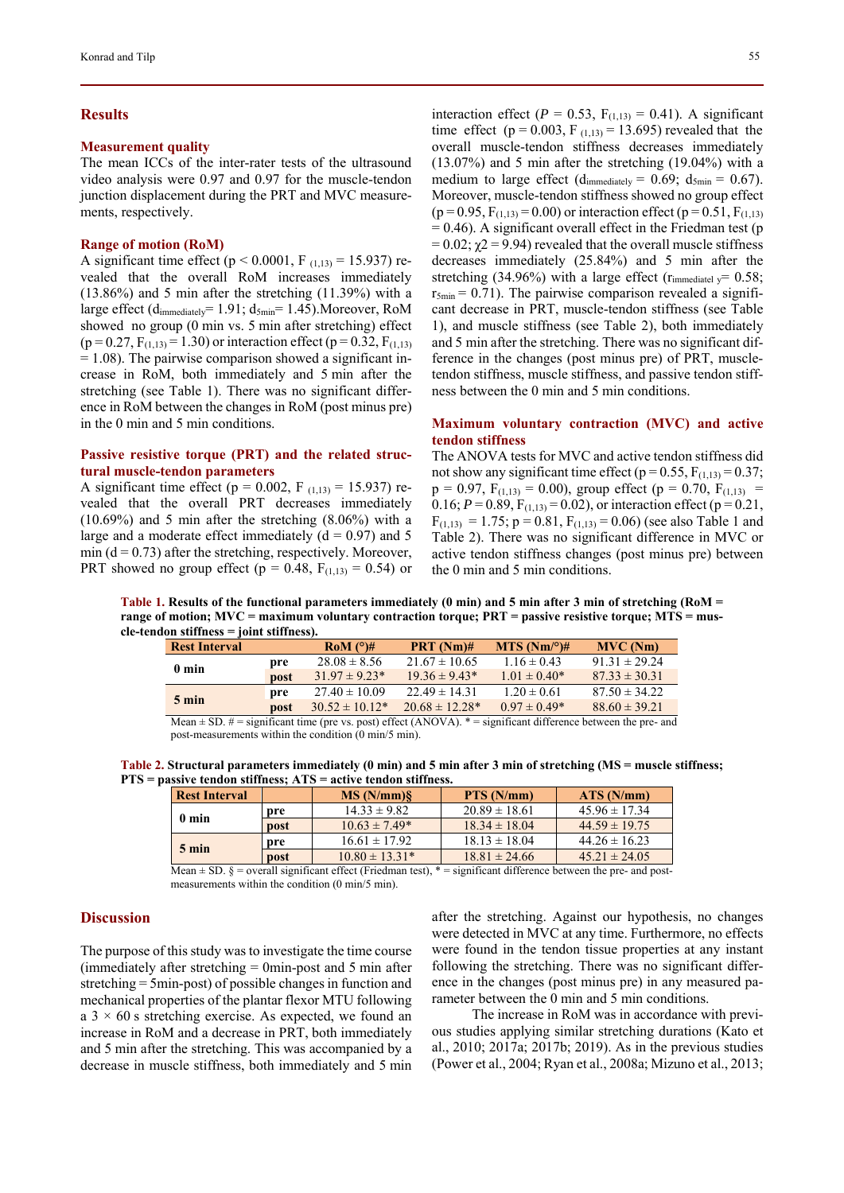## Results

### Measurement quality

The mean ICCs of the inter-rater tests of the ultrasound video analysis were 0.97 and 0.97 for the muscle-tendon junction displacement during the PRT and MVC measurements, respectively.

### Range of motion (RoM)

A significant time effect ($p < 0.0001$, $F_{(1,13)} = 15.937$) revealed that the overall RoM increases immediately (13.86%) and 5 min after the stretching (11.39%) with a large effect ($d_{immediately}$= 1.91; $d_{5min}$= 1.45).Moreover, RoM showed no group (0 min vs. 5 min after stretching) effect ($p = 0.27$, $F_{(1,13)} = 1.30$) or interaction effect ($p = 0.32$, $F_{(1,13)} = 1.08$). The pairwise comparison showed a significant increase in RoM, both immediately and 5 min after the stretching (see Table 1). There was no significant difference in RoM between the changes in RoM (post minus pre) in the 0 min and 5 min conditions.

### Passive resistive torque (PRT) and the related structural muscle-tendon parameters

A significant time effect ($p = 0.002$, $F_{(1,13)} = 15.937$) revealed that the overall PRT decreases immediately (10.69%) and 5 min after the stretching (8.06%) with a large and a moderate effect immediately ($d = 0.97$) and 5 min ($d = 0.73$) after the stretching, respectively. Moreover, PRT showed no group effect ($p = 0.48$, $F_{(1,13)} = 0.54$) or interaction effect ($P = 0.53$, $F_{(1,13)} = 0.41$). A significant time effect ($p = 0.003$, $F_{(1,13)} = 13.695$) revealed that the overall muscle-tendon stiffness decreases immediately (13.07%) and 5 min after the stretching (19.04%) with a medium to large effect ($d_{immediately} = 0.69$; $d_{5min} = 0.67$). Moreover, muscle-tendon stiffness showed no group effect ($p = 0.95$, $F_{(1,13)} = 0.00$) or interaction effect ($p = 0.51$, $F_{(1,13)} = 0.46$). A significant overall effect in the Friedman test ($p = 0.02$; $\chi2 = 9.94$) revealed that the overall muscle stiffness decreases immediately (25.84%) and 5 min after the stretching (34.96%) with a large effect ($r_{immediatel\ y}$= 0.58; $r_{5min} = 0.71$). The pairwise comparison revealed a significant decrease in PRT, muscle-tendon stiffness (see Table 1), and muscle stiffness (see Table 2), both immediately and 5 min after the stretching. There was no significant difference in the changes (post minus pre) of PRT, muscle-tendon stiffness, muscle stiffness, and passive tendon stiffness between the 0 min and 5 min conditions.

### Maximum voluntary contraction (MVC) and active tendon stiffness

The ANOVA tests for MVC and active tendon stiffness did not show any significant time effect ($p = 0.55$, $F_{(1,13)} = 0.37$; $p = 0.97$, $F_{(1,13)} = 0.00$), group effect ($p = 0.70$, $F_{(1,13)} = 0.16$; $P = 0.89$, $F_{(1,13)} = 0.02$), or interaction effect ($p = 0.21$, $F_{(1,13)} = 1.75$; $p = 0.81$, $F_{(1,13)} = 0.06$) (see also Table 1 and Table 2). There was no significant difference in MVC or active tendon stiffness changes (post minus pre) between the 0 min and 5 min conditions.

**Table 1. Results of the functional parameters immediately (0 min) and 5 min after 3 min of stretching (RoM = range of motion; MVC = maximum voluntary contraction torque; PRT = passive resistive torque; MTS = muscle-tendon stiffness = joint stiffness).**

| Rest Interval | | RoM (°)# | PRT (Nm)# | MTS (Nm/°)# | MVC (Nm) |
|---|---|---|---|---|---|
| 0 min | pre | 28.08 ± 8.56 | 21.67 ± 10.65 | 1.16 ± 0.43 | 91.31 ± 29.24 |
| | post | 31.97 ± 9.23* | 19.36 ± 9.43* | 1.01 ± 0.40* | 87.33 ± 30.31 |
| 5 min | pre | 27.40 ± 10.09 | 22.49 ± 14.31 | 1.20 ± 0.61 | 87.50 ± 34.22 |
| | post | 30.52 ± 10.12* | 20.68 ± 12.28* | 0.97 ± 0.49* | 88.60 ± 39.21 |

Mean ± SD. # = significant time (pre vs. post) effect (ANOVA). * = significant difference between the pre- and post-measurements within the condition (0 min/5 min).

**Table 2. Structural parameters immediately (0 min) and 5 min after 3 min of stretching (MS = muscle stiffness; PTS = passive tendon stiffness; ATS = active tendon stiffness.**

| Rest Interval | | MS (N/mm)§ | PTS (N/mm) | ATS (N/mm) |
|---|---|---|---|---|
| 0 min | pre | 14.33 ± 9.82 | 20.89 ± 18.61 | 45.96 ± 17.34 |
| | post | 10.63 ± 7.49* | 18.34 ± 18.04 | 44.59 ± 19.75 |
| 5 min | pre | 16.61 ± 17.92 | 18.13 ± 18.04 | 44.26 ± 16.23 |
| | post | 10.80 ± 13.31* | 18.81 ± 24.66 | 45.21 ± 24.05 |

Mean ± SD. § = overall significant effect (Friedman test), * = significant difference between the pre- and post-measurements within the condition (0 min/5 min).

## Discussion

The purpose of this study was to investigate the time course (immediately after stretching = 0min-post and 5 min after stretching = 5min-post) of possible changes in function and mechanical properties of the plantar flexor MTU following a 3 × 60 s stretching exercise. As expected, we found an increase in RoM and a decrease in PRT, both immediately and 5 min after the stretching. This was accompanied by a decrease in muscle stiffness, both immediately and 5 min after the stretching. Against our hypothesis, no changes were detected in MVC at any time. Furthermore, no effects were found in the tendon tissue properties at any instant following the stretching. There was no significant difference in the changes (post minus pre) in any measured parameter between the 0 min and 5 min conditions.

The increase in RoM was in accordance with previous studies applying similar stretching durations (Kato et al., 2010; 2017a; 2017b; 2019). As in the previous studies (Power et al., 2004; Ryan et al., 2008a; Mizuno et al., 2013;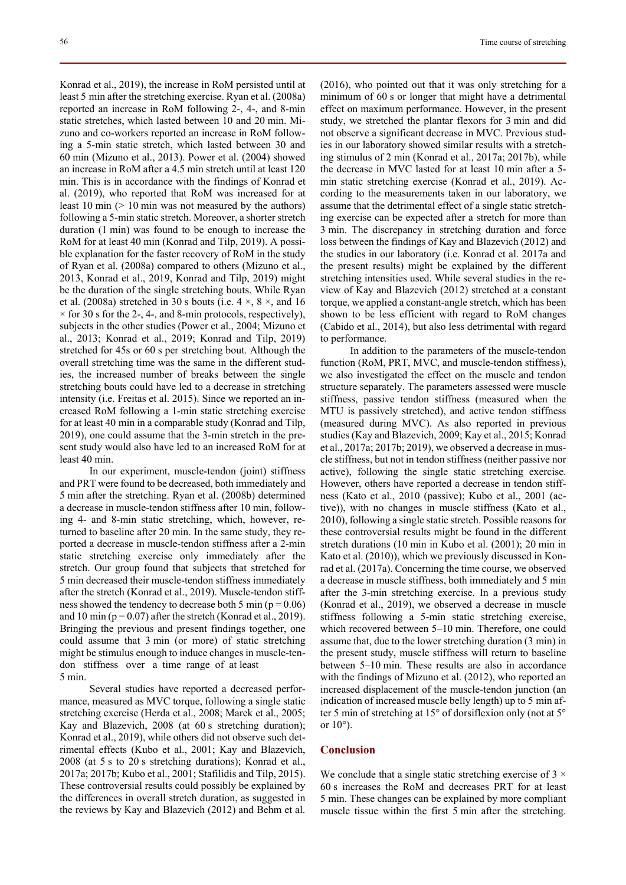Konrad et al., 2019), the increase in RoM persisted until at least 5 min after the stretching exercise. Ryan et al. (2008a) reported an increase in RoM following 2-, 4-, and 8-min static stretches, which lasted between 10 and 20 min. Mizuno and co-workers reported an increase in RoM following a 5-min static stretch, which lasted between 30 and 60 min (Mizuno et al., 2013). Power et al. (2004) showed an increase in RoM after a 4.5 min stretch until at least 120 min. This is in accordance with the findings of Konrad et al. (2019), who reported that RoM was increased for at least 10 min (> 10 min was not measured by the authors) following a 5-min static stretch. Moreover, a shorter stretch duration (1 min) was found to be enough to increase the RoM for at least 40 min (Konrad and Tilp, 2019). A possible explanation for the faster recovery of RoM in the study of Ryan et al. (2008a) compared to others (Mizuno et al., 2013, Konrad et al., 2019, Konrad and Tilp, 2019) might be the duration of the single stretching bouts. While Ryan et al. (2008a) stretched in 30 s bouts (i.e. 4 ×, 8 ×, and 16 × for 30 s for the 2-, 4-, and 8-min protocols, respectively), subjects in the other studies (Power et al., 2004; Mizuno et al., 2013; Konrad et al., 2019; Konrad and Tilp, 2019) stretched for 45s or 60 s per stretching bout. Although the overall stretching time was the same in the different studies, the increased number of breaks between the single stretching bouts could have led to a decrease in stretching intensity (i.e. Freitas et al. 2015). Since we reported an increased RoM following a 1-min static stretching exercise for at least 40 min in a comparable study (Konrad and Tilp, 2019), one could assume that the 3-min stretch in the present study would also have led to an increased RoM for at least 40 min.

In our experiment, muscle-tendon (joint) stiffness and PRT were found to be decreased, both immediately and 5 min after the stretching. Ryan et al. (2008b) determined a decrease in muscle-tendon stiffness after 10 min, following 4- and 8-min static stretching, which, however, returned to baseline after 20 min. In the same study, they reported a decrease in muscle-tendon stiffness after a 2-min static stretching exercise only immediately after the stretch. Our group found that subjects that stretched for 5 min decreased their muscle-tendon stiffness immediately after the stretch (Konrad et al., 2019). Muscle-tendon stiffness showed the tendency to decrease both 5 min ($p = 0.06$) and 10 min ($p = 0.07$) after the stretch (Konrad et al., 2019). Bringing the previous and present findings together, one could assume that 3 min (or more) of static stretching might be stimulus enough to induce changes in muscle-tendon stiffness over a time range of at least 5 min.

Several studies have reported a decreased performance, measured as MVC torque, following a single static stretching exercise (Herda et al., 2008; Marek et al., 2005; Kay and Blazevich, 2008 (at 60 s stretching duration); Konrad et al., 2019), while others did not observe such detrimental effects (Kubo et al., 2001; Kay and Blazevich, 2008 (at 5 s to 20 s stretching durations); Konrad et al., 2017a; 2017b; Kubo et al., 2001; Stafilidis and Tilp, 2015). These controversial results could possibly be explained by the differences in overall stretch duration, as suggested in the reviews by Kay and Blazevich (2012) and Behm et al. (2016), who pointed out that it was only stretching for a minimum of 60 s or longer that might have a detrimental effect on maximum performance. However, in the present study, we stretched the plantar flexors for 3 min and did not observe a significant decrease in MVC. Previous studies in our laboratory showed similar results with a stretching stimulus of 2 min (Konrad et al., 2017a; 2017b), while the decrease in MVC lasted for at least 10 min after a 5-min static stretching exercise (Konrad et al., 2019). According to the measurements taken in our laboratory, we assume that the detrimental effect of a single static stretching exercise can be expected after a stretch for more than 3 min. The discrepancy in stretching duration and force loss between the findings of Kay and Blazevich (2012) and the studies in our laboratory (i.e. Konrad et al. 2017a and the present results) might be explained by the different stretching intensities used. While several studies in the review of Kay and Blazevich (2012) stretched at a constant torque, we applied a constant-angle stretch, which has been shown to be less efficient with regard to RoM changes (Cabido et al., 2014), but also less detrimental with regard to performance.

In addition to the parameters of the muscle-tendon function (RoM, PRT, MVC, and muscle-tendon stiffness), we also investigated the effect on the muscle and tendon structure separately. The parameters assessed were muscle stiffness, passive tendon stiffness (measured when the MTU is passively stretched), and active tendon stiffness (measured during MVC). As also reported in previous studies (Kay and Blazevich, 2009; Kay et al., 2015; Konrad et al., 2017a; 2017b; 2019), we observed a decrease in muscle stiffness, but not in tendon stiffness (neither passive nor active), following the single static stretching exercise. However, others have reported a decrease in tendon stiffness (Kato et al., 2010 (passive); Kubo et al., 2001 (active)), with no changes in muscle stiffness (Kato et al., 2010), following a single static stretch. Possible reasons for these controversial results might be found in the different stretch durations (10 min in Kubo et al. (2001); 20 min in Kato et al. (2010)), which we previously discussed in Konrad et al. (2017a). Concerning the time course, we observed a decrease in muscle stiffness, both immediately and 5 min after the 3-min stretching exercise. In a previous study (Konrad et al., 2019), we observed a decrease in muscle stiffness following a 5-min static stretching exercise, which recovered between 5–10 min. Therefore, one could assume that, due to the lower stretching duration (3 min) in the present study, muscle stiffness will return to baseline between 5–10 min. These results are also in accordance with the findings of Mizuno et al. (2012), who reported an increased displacement of the muscle-tendon junction (an indication of increased muscle belly length) up to 5 min after 5 min of stretching at 15° of dorsiflexion only (not at 5° or 10°).

## Conclusion

We conclude that a single static stretching exercise of 3 × 60 s increases the RoM and decreases PRT for at least 5 min. These changes can be explained by more compliant muscle tissue within the first 5 min after the stretching.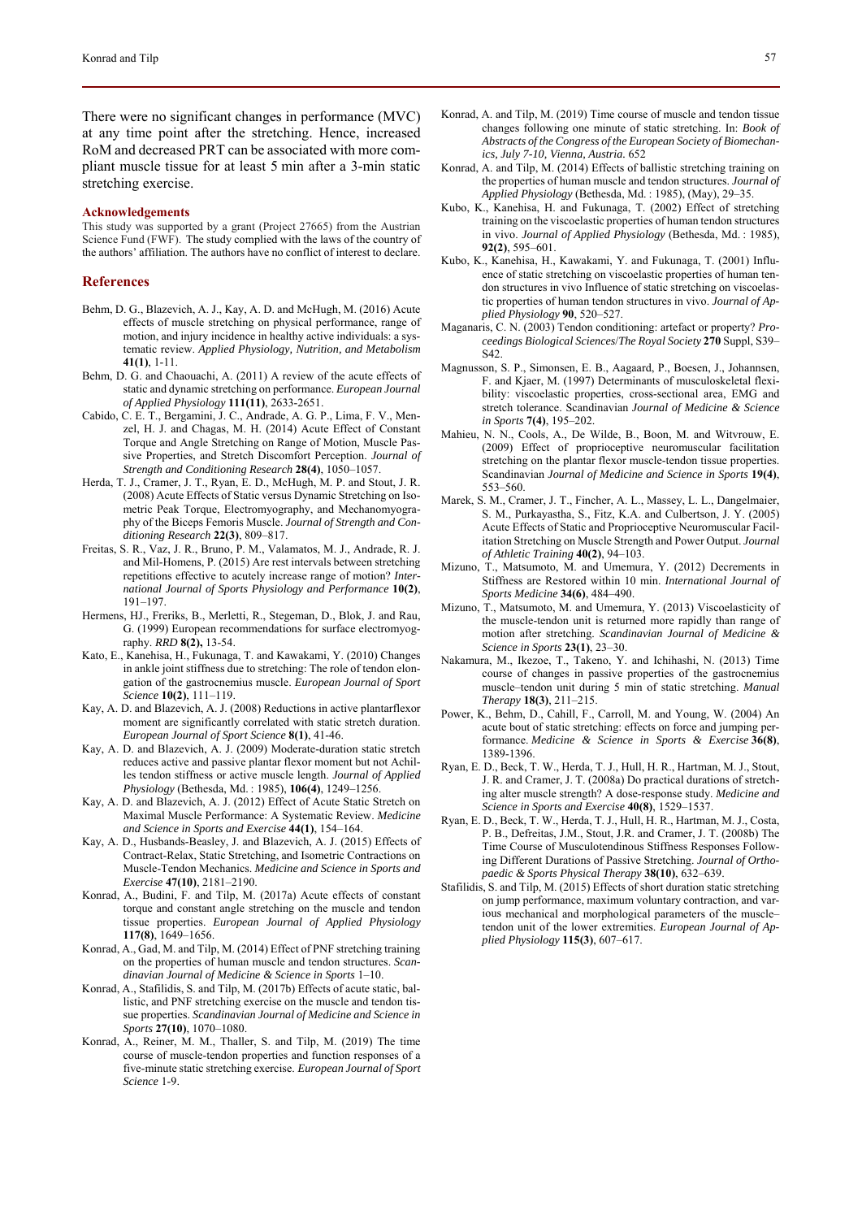There were no significant changes in performance (MVC) at any time point after the stretching. Hence, increased RoM and decreased PRT can be associated with more compliant muscle tissue for at least 5 min after a 3-min static stretching exercise.

## Acknowledgements

This study was supported by a grant (Project 27665) from the Austrian Science Fund (FWF). The study complied with the laws of the country of the authors' affiliation. The authors have no conflict of interest to declare.

## References

Behm, D. G., Blazevich, A. J., Kay, A. D. and McHugh, M. (2016) Acute effects of muscle stretching on physical performance, range of motion, and injury incidence in healthy active individuals: a systematic review. *Applied Physiology, Nutrition, and Metabolism* **41(1)**, 1-11.

Behm, D. G. and Chaouachi, A. (2011) A review of the acute effects of static and dynamic stretching on performance. *European Journal of Applied Physiology* **111(11)**, 2633-2651.

Cabido, C. E. T., Bergamini, J. C., Andrade, A. G. P., Lima, F. V., Menzel, H. J. and Chagas, M. H. (2014) Acute Effect of Constant Torque and Angle Stretching on Range of Motion, Muscle Passive Properties, and Stretch Discomfort Perception. *Journal of Strength and Conditioning Research* **28(4)**, 1050–1057.

Herda, T. J., Cramer, J. T., Ryan, E. D., McHugh, M. P. and Stout, J. R. (2008) Acute Effects of Static versus Dynamic Stretching on Isometric Peak Torque, Electromyography, and Mechanomyography of the Biceps Femoris Muscle. *Journal of Strength and Conditioning Research* **22(3)**, 809–817.

Freitas, S. R., Vaz, J. R., Bruno, P. M., Valamatos, M. J., Andrade, R. J. and Mil-Homens, P. (2015) Are rest intervals between stretching repetitions effective to acutely increase range of motion? *International Journal of Sports Physiology and Performance* **10(2)**, 191–197.

Hermens, HJ., Freriks, B., Merletti, R., Stegeman, D., Blok, J. and Rau, G. (1999) European recommendations for surface electromyography. *RRD* **8(2),** 13-54.

Kato, E., Kanehisa, H., Fukunaga, T. and Kawakami, Y. (2010) Changes in ankle joint stiffness due to stretching: The role of tendon elongation of the gastrocnemius muscle. *European Journal of Sport Science* **10(2)**, 111–119.

Kay, A. D. and Blazevich, A. J. (2008) Reductions in active plantarflexor moment are significantly correlated with static stretch duration. *European Journal of Sport Science* **8(1)**, 41-46.

Kay, A. D. and Blazevich, A. J. (2009) Moderate-duration static stretch reduces active and passive plantar flexor moment but not Achilles tendon stiffness or active muscle length. *Journal of Applied Physiology* (Bethesda, Md. : 1985), **106(4)**, 1249–1256.

Kay, A. D. and Blazevich, A. J. (2012) Effect of Acute Static Stretch on Maximal Muscle Performance: A Systematic Review. *Medicine and Science in Sports and Exercise* **44(1)**, 154–164.

Kay, A. D., Husbands-Beasley, J. and Blazevich, A. J. (2015) Effects of Contract-Relax, Static Stretching, and Isometric Contractions on Muscle-Tendon Mechanics. *Medicine and Science in Sports and Exercise* **47(10)**, 2181–2190.

Konrad, A., Budini, F. and Tilp, M. (2017a) Acute effects of constant torque and constant angle stretching on the muscle and tendon tissue properties. *European Journal of Applied Physiology* **117(8)**, 1649–1656.

Konrad, A., Gad, M. and Tilp, M. (2014) Effect of PNF stretching training on the properties of human muscle and tendon structures. *Scandinavian Journal of Medicine & Science in Sports* 1–10.

Konrad, A., Stafilidis, S. and Tilp, M. (2017b) Effects of acute static, ballistic, and PNF stretching exercise on the muscle and tendon tissue properties. *Scandinavian Journal of Medicine and Science in Sports* **27(10)**, 1070–1080.

Konrad, A., Reiner, M. M., Thaller, S. and Tilp, M. (2019) The time course of muscle-tendon properties and function responses of a five-minute static stretching exercise. *European Journal of Sport Science* 1-9.

Konrad, A. and Tilp, M. (2019) Time course of muscle and tendon tissue changes following one minute of static stretching. In: *Book of Abstracts of the Congress of the European Society of Biomechanics, July 7-10, Vienna, Austria.* 652

Konrad, A. and Tilp, M. (2014) Effects of ballistic stretching training on the properties of human muscle and tendon structures. *Journal of Applied Physiology* (Bethesda, Md. : 1985), (May), 29–35.

Kubo, K., Kanehisa, H. and Fukunaga, T. (2002) Effect of stretching training on the viscoelastic properties of human tendon structures in vivo. *Journal of Applied Physiology* (Bethesda, Md. : 1985), **92(2)**, 595–601.

Kubo, K., Kanehisa, H., Kawakami, Y. and Fukunaga, T. (2001) Influence of static stretching on viscoelastic properties of human tendon structures in vivo Influence of static stretching on viscoelastic properties of human tendon structures in vivo. *Journal of Applied Physiology* **90**, 520–527.

Maganaris, C. N. (2003) Tendon conditioning: artefact or property? *Proceedings Biological Sciences*/*The Royal Society* **270** Suppl, S39–S42.

Magnusson, S. P., Simonsen, E. B., Aagaard, P., Boesen, J., Johannsen, F. and Kjaer, M. (1997) Determinants of musculoskeletal flexibility: viscoelastic properties, cross-sectional area, EMG and stretch tolerance. Scandinavian *Journal of Medicine & Science in Sports* **7(4)**, 195–202.

Mahieu, N. N., Cools, A., De Wilde, B., Boon, M. and Witvrouw, E. (2009) Effect of proprioceptive neuromuscular facilitation stretching on the plantar flexor muscle-tendon tissue properties. Scandinavian *Journal of Medicine and Science in Sports* **19(4)**, 553–560.

Marek, S. M., Cramer, J. T., Fincher, A. L., Massey, L. L., Dangelmaier, S. M., Purkayastha, S., Fitz, K.A. and Culbertson, J. Y. (2005) Acute Effects of Static and Proprioceptive Neuromuscular Facilitation Stretching on Muscle Strength and Power Output. *Journal of Athletic Training* **40(2)**, 94–103.

Mizuno, T., Matsumoto, M. and Umemura, Y. (2012) Decrements in Stiffness are Restored within 10 min. *International Journal of Sports Medicine* **34(6)**, 484–490.

Mizuno, T., Matsumoto, M. and Umemura, Y. (2013) Viscoelasticity of the muscle-tendon unit is returned more rapidly than range of motion after stretching. *Scandinavian Journal of Medicine & Science in Sports* **23(1)**, 23–30.

Nakamura, M., Ikezoe, T., Takeno, Y. and Ichihashi, N. (2013) Time course of changes in passive properties of the gastrocnemius muscle–tendon unit during 5 min of static stretching. *Manual Therapy* **18(3)**, 211–215.

Power, K., Behm, D., Cahill, F., Carroll, M. and Young, W. (2004) An acute bout of static stretching: effects on force and jumping performance. *Medicine & Science in Sports & Exercise* **36(8)**, 1389-1396.

Ryan, E. D., Beck, T. W., Herda, T. J., Hull, H. R., Hartman, M. J., Stout, J. R. and Cramer, J. T. (2008a) Do practical durations of stretching alter muscle strength? A dose-response study. *Medicine and Science in Sports and Exercise* **40(8)**, 1529–1537.

Ryan, E. D., Beck, T. W., Herda, T. J., Hull, H. R., Hartman, M. J., Costa, P. B., Defreitas, J.M., Stout, J.R. and Cramer, J. T. (2008b) The Time Course of Musculotendinous Stiffness Responses Following Different Durations of Passive Stretching. *Journal of Orthopaedic & Sports Physical Therapy* **38(10)**, 632–639.

Stafilidis, S. and Tilp, M. (2015) Effects of short duration static stretching on jump performance, maximum voluntary contraction, and various mechanical and morphological parameters of the muscle–tendon unit of the lower extremities. *European Journal of Applied Physiology* **115(3)**, 607–617.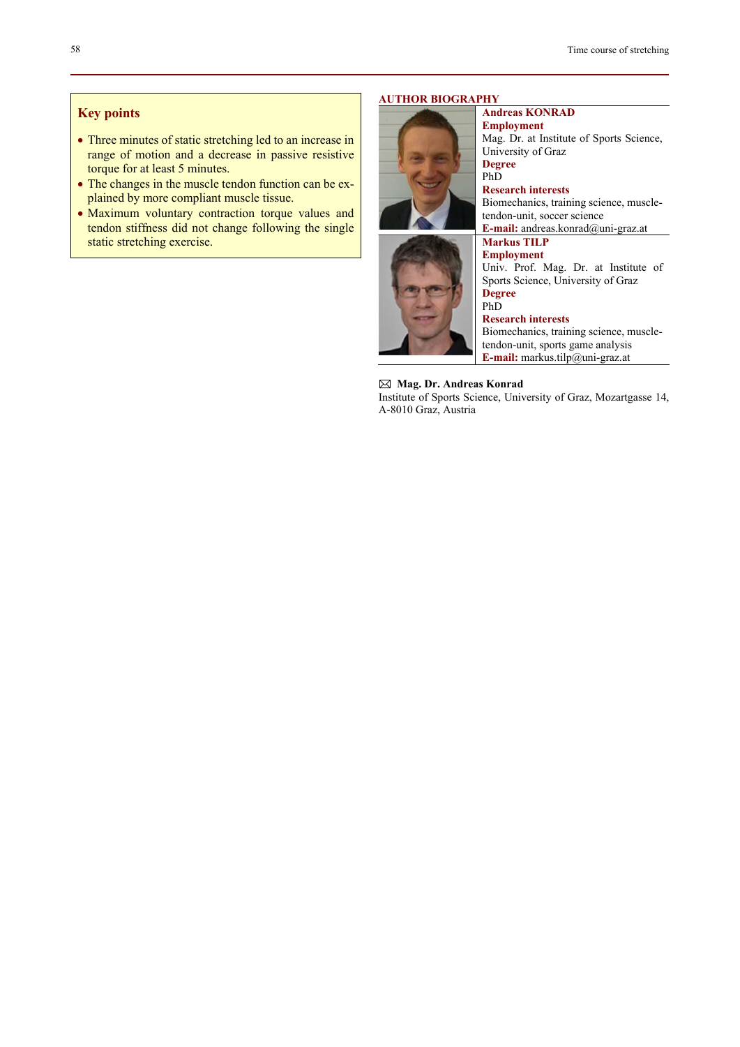## Key points

- Three minutes of static stretching led to an increase in range of motion and a decrease in passive resistive torque for at least 5 minutes.
- The changes in the muscle tendon function can be explained by more compliant muscle tissue.
- Maximum voluntary contraction torque values and tendon stiffness did not change following the single static stretching exercise.

## AUTHOR BIOGRAPHY

**Andreas KONRAD**

**Employment**

Mag. Dr. at Institute of Sports Science, University of Graz

**Degree**

PhD

**Research interests**

Biomechanics, training science, muscle-tendon-unit, soccer science

**E-mail:** andreas.konrad@uni-graz.at

**Markus TILP**

**Employment**

Univ. Prof. Mag. Dr. at Institute of Sports Science, University of Graz

**Degree**

PhD

**Research interests**

Biomechanics, training science, muscle-tendon-unit, sports game analysis

**E-mail:** markus.tilp@uni-graz.at

✉ **Mag. Dr. Andreas Konrad**

Institute of Sports Science, University of Graz, Mozartgasse 14, A-8010 Graz, Austria